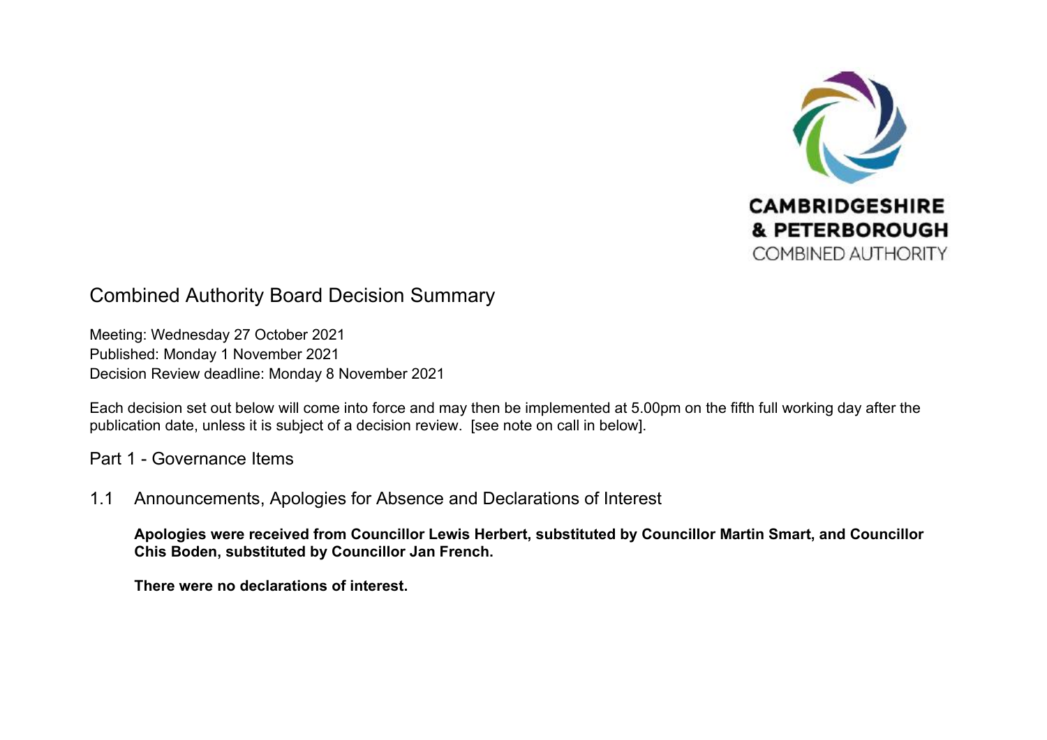CAMBRIDGESHIRE
& PETERBOROUGH
COMBINED AUTHORITY

# Combined Authority Board Decision Summary

Meeting: Wednesday 27 October 2021
Published: Monday 1 November 2021
Decision Review deadline: Monday 8 November 2021

Each decision set out below will come into force and may then be implemented at 5.00pm on the fifth full working day after the publication date, unless it is subject of a decision review. [see note on call in below].

## Part 1 - Governance Items

### 1.1 Announcements, Apologies for Absence and Declarations of Interest

**Apologies were received from Councillor Lewis Herbert, substituted by Councillor Martin Smart, and Councillor Chis Boden, substituted by Councillor Jan French.**

**There were no declarations of interest.**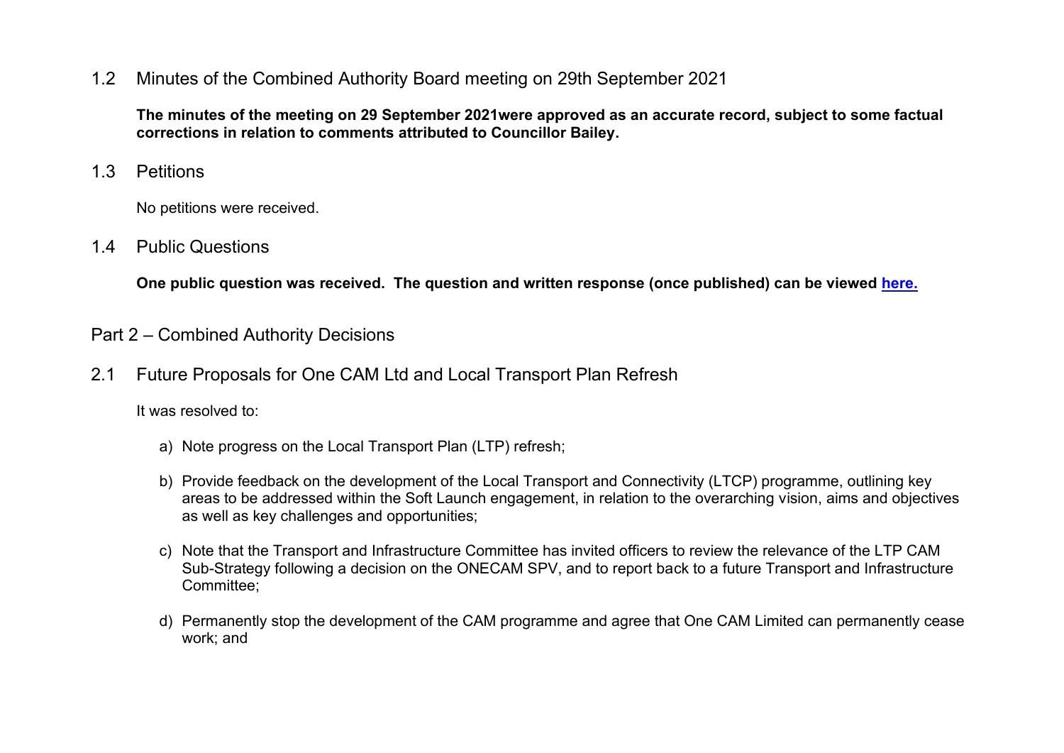## 1.2 Minutes of the Combined Authority Board meeting on 29th September 2021

**The minutes of the meeting on 29 September 2021were approved as an accurate record, subject to some factual corrections in relation to comments attributed to Councillor Bailey.**

## 1.3 Petitions

No petitions were received.

## 1.4 Public Questions

**One public question was received. The question and written response (once published) can be viewed [here.]()**

# Part 2 – Combined Authority Decisions

## 2.1 Future Proposals for One CAM Ltd and Local Transport Plan Refresh

It was resolved to:

a) Note progress on the Local Transport Plan (LTP) refresh;

b) Provide feedback on the development of the Local Transport and Connectivity (LTCP) programme, outlining key areas to be addressed within the Soft Launch engagement, in relation to the overarching vision, aims and objectives as well as key challenges and opportunities;

c) Note that the Transport and Infrastructure Committee has invited officers to review the relevance of the LTP CAM Sub-Strategy following a decision on the ONECAM SPV, and to report back to a future Transport and Infrastructure Committee;

d) Permanently stop the development of the CAM programme and agree that One CAM Limited can permanently cease work; and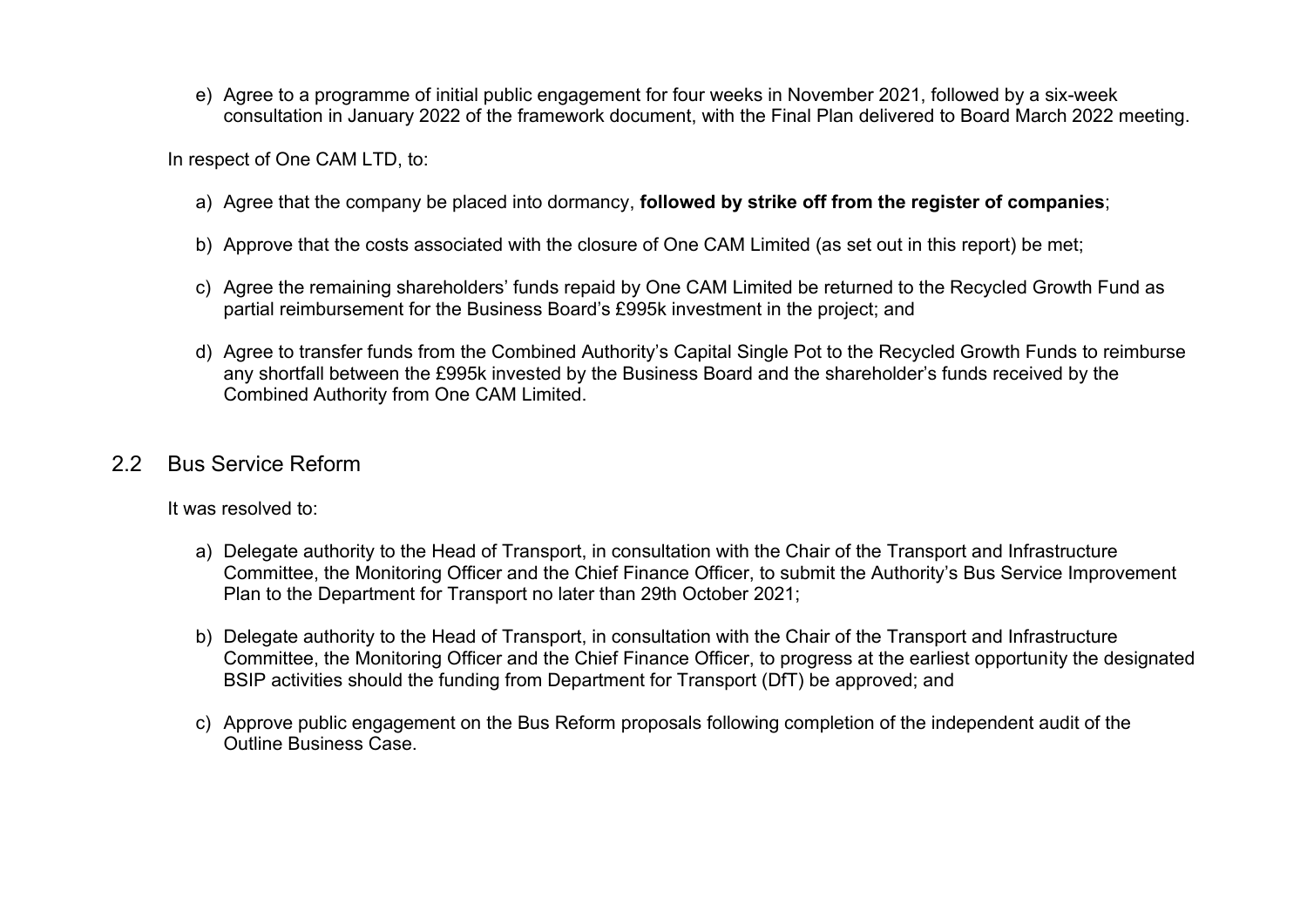e) Agree to a programme of initial public engagement for four weeks in November 2021, followed by a six-week consultation in January 2022 of the framework document, with the Final Plan delivered to Board March 2022 meeting.

In respect of One CAM LTD, to:

a) Agree that the company be placed into dormancy, **followed by strike off from the register of companies**;

b) Approve that the costs associated with the closure of One CAM Limited (as set out in this report) be met;

c) Agree the remaining shareholders' funds repaid by One CAM Limited be returned to the Recycled Growth Fund as partial reimbursement for the Business Board's £995k investment in the project; and

d) Agree to transfer funds from the Combined Authority's Capital Single Pot to the Recycled Growth Funds to reimburse any shortfall between the £995k invested by the Business Board and the shareholder's funds received by the Combined Authority from One CAM Limited.

## 2.2 Bus Service Reform

It was resolved to:

a) Delegate authority to the Head of Transport, in consultation with the Chair of the Transport and Infrastructure Committee, the Monitoring Officer and the Chief Finance Officer, to submit the Authority's Bus Service Improvement Plan to the Department for Transport no later than 29th October 2021;

b) Delegate authority to the Head of Transport, in consultation with the Chair of the Transport and Infrastructure Committee, the Monitoring Officer and the Chief Finance Officer, to progress at the earliest opportunity the designated BSIP activities should the funding from Department for Transport (DfT) be approved; and

c) Approve public engagement on the Bus Reform proposals following completion of the independent audit of the Outline Business Case.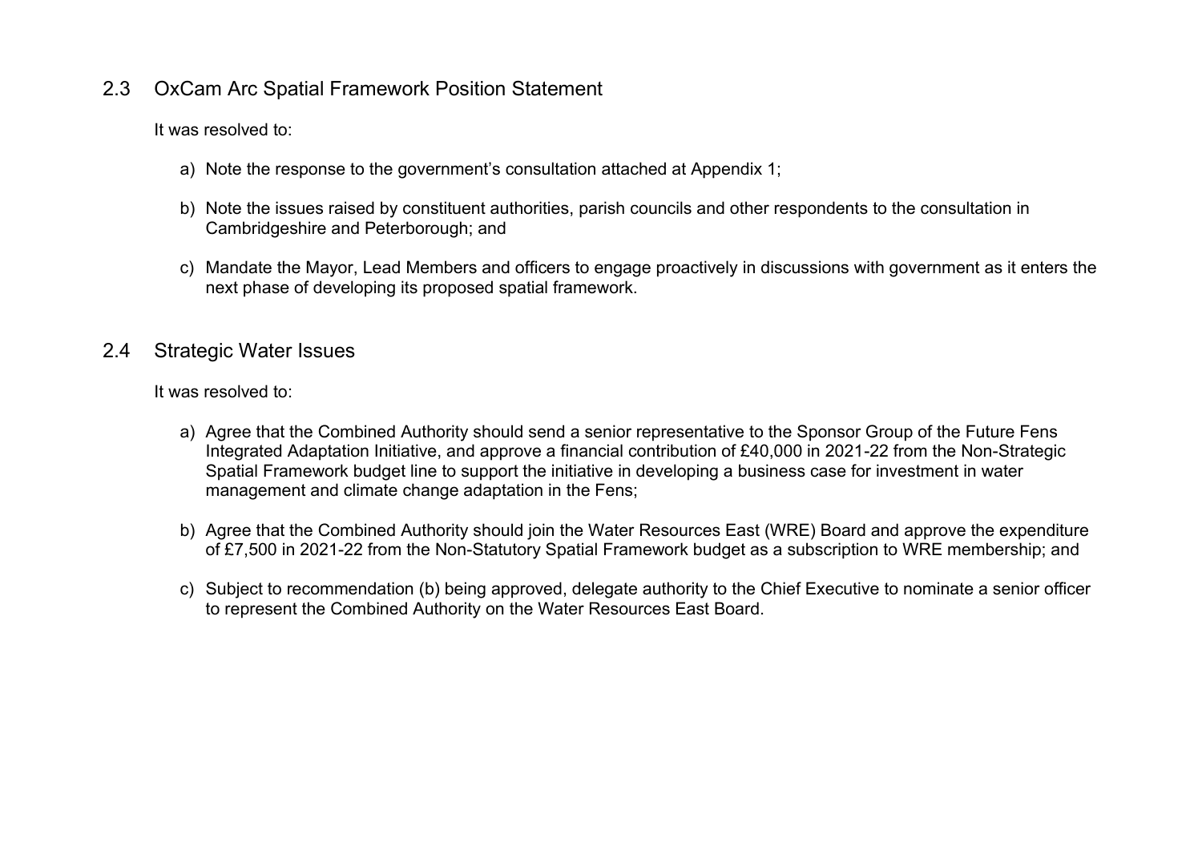## 2.3 OxCam Arc Spatial Framework Position Statement

It was resolved to:

a) Note the response to the government's consultation attached at Appendix 1;

b) Note the issues raised by constituent authorities, parish councils and other respondents to the consultation in Cambridgeshire and Peterborough; and

c) Mandate the Mayor, Lead Members and officers to engage proactively in discussions with government as it enters the next phase of developing its proposed spatial framework.

## 2.4 Strategic Water Issues

It was resolved to:

a) Agree that the Combined Authority should send a senior representative to the Sponsor Group of the Future Fens Integrated Adaptation Initiative, and approve a financial contribution of £40,000 in 2021-22 from the Non-Strategic Spatial Framework budget line to support the initiative in developing a business case for investment in water management and climate change adaptation in the Fens;

b) Agree that the Combined Authority should join the Water Resources East (WRE) Board and approve the expenditure of £7,500 in 2021-22 from the Non-Statutory Spatial Framework budget as a subscription to WRE membership; and

c) Subject to recommendation (b) being approved, delegate authority to the Chief Executive to nominate a senior officer to represent the Combined Authority on the Water Resources East Board.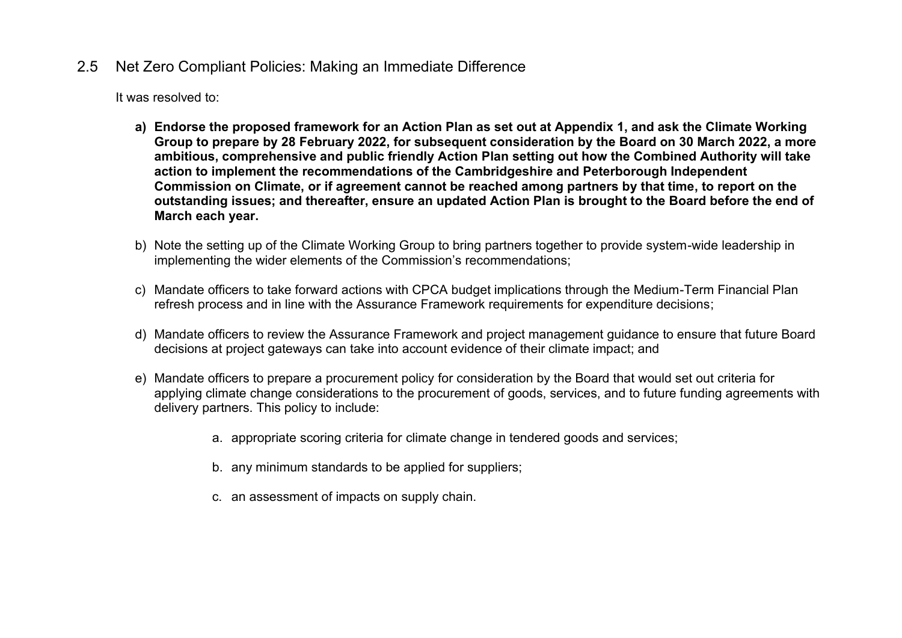## 2.5 Net Zero Compliant Policies: Making an Immediate Difference

It was resolved to:

**a) Endorse the proposed framework for an Action Plan as set out at Appendix 1, and ask the Climate Working Group to prepare by 28 February 2022, for subsequent consideration by the Board on 30 March 2022, a more ambitious, comprehensive and public friendly Action Plan setting out how the Combined Authority will take action to implement the recommendations of the Cambridgeshire and Peterborough Independent Commission on Climate, or if agreement cannot be reached among partners by that time, to report on the outstanding issues; and thereafter, ensure an updated Action Plan is brought to the Board before the end of March each year.**

b) Note the setting up of the Climate Working Group to bring partners together to provide system-wide leadership in implementing the wider elements of the Commission's recommendations;

c) Mandate officers to take forward actions with CPCA budget implications through the Medium-Term Financial Plan refresh process and in line with the Assurance Framework requirements for expenditure decisions;

d) Mandate officers to review the Assurance Framework and project management guidance to ensure that future Board decisions at project gateways can take into account evidence of their climate impact; and

e) Mandate officers to prepare a procurement policy for consideration by the Board that would set out criteria for applying climate change considerations to the procurement of goods, services, and to future funding agreements with delivery partners. This policy to include:

   a. appropriate scoring criteria for climate change in tendered goods and services;

   b. any minimum standards to be applied for suppliers;

   c. an assessment of impacts on supply chain.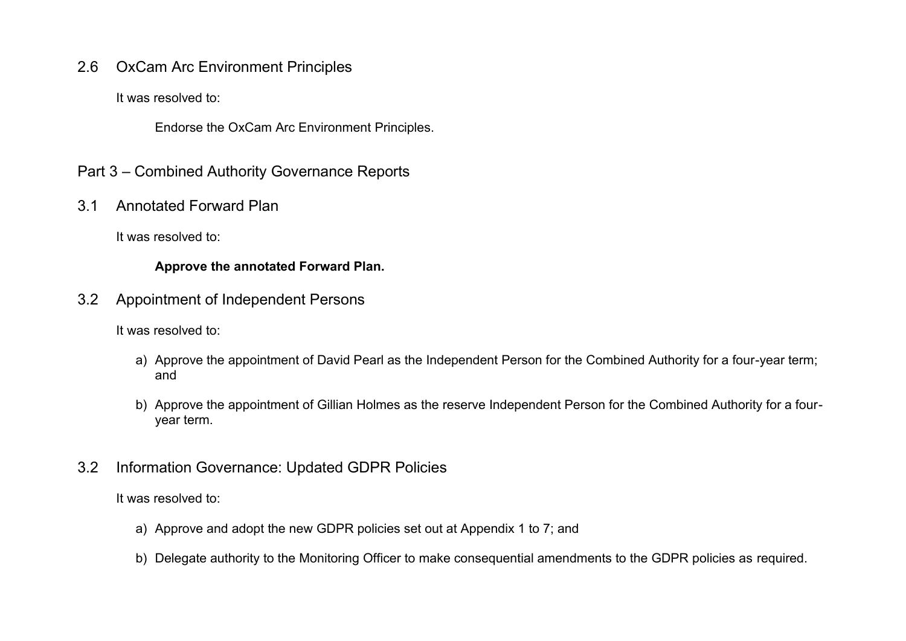## 2.6 OxCam Arc Environment Principles

It was resolved to:

Endorse the OxCam Arc Environment Principles.

# Part 3 – Combined Authority Governance Reports

## 3.1 Annotated Forward Plan

It was resolved to:

**Approve the annotated Forward Plan.**

## 3.2 Appointment of Independent Persons

It was resolved to:

a) Approve the appointment of David Pearl as the Independent Person for the Combined Authority for a four-year term; and

b) Approve the appointment of Gillian Holmes as the reserve Independent Person for the Combined Authority for a four-year term.

## 3.2 Information Governance: Updated GDPR Policies

It was resolved to:

a) Approve and adopt the new GDPR policies set out at Appendix 1 to 7; and

b) Delegate authority to the Monitoring Officer to make consequential amendments to the GDPR policies as required.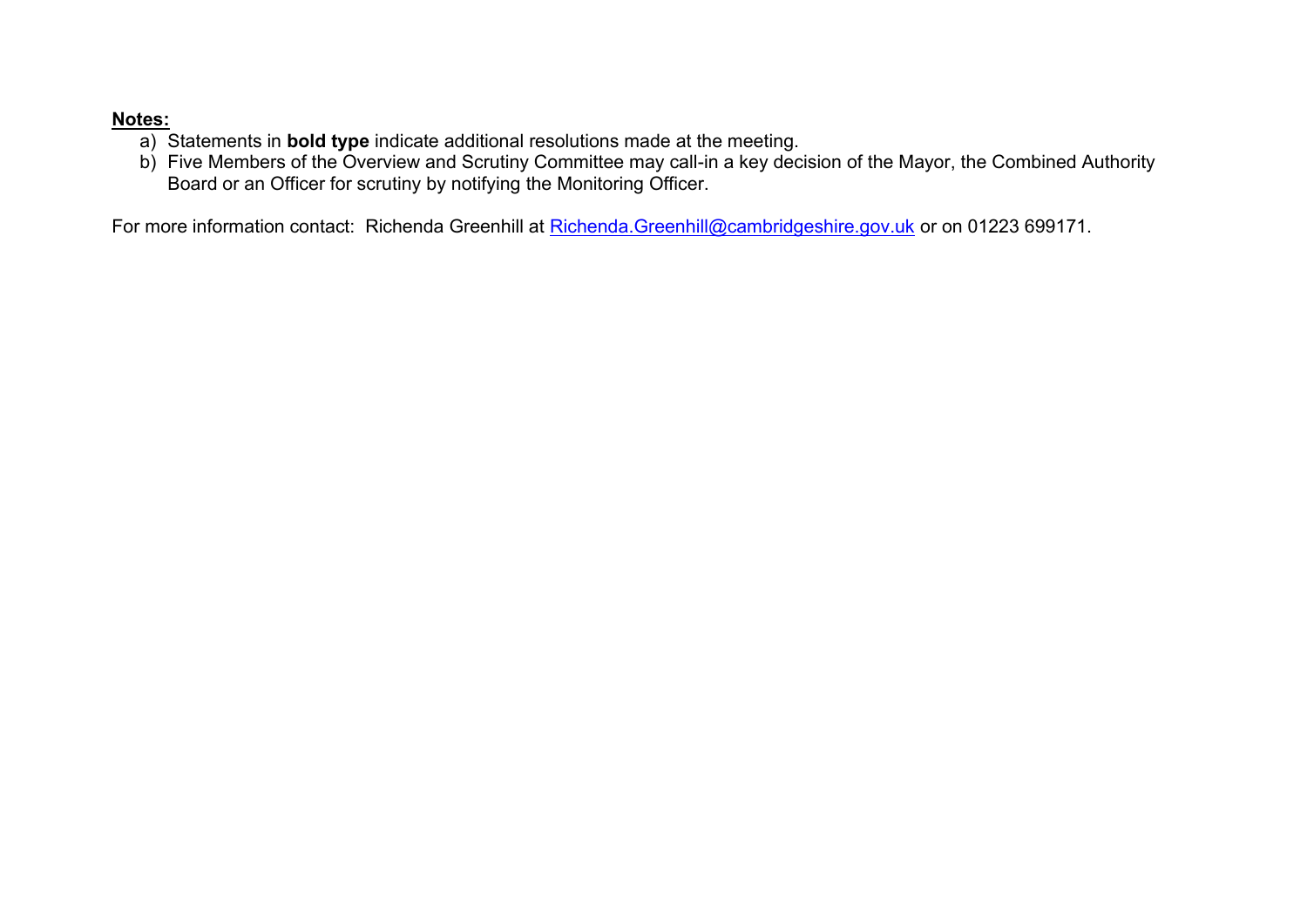**Notes:**

a) Statements in **bold type** indicate additional resolutions made at the meeting.
b) Five Members of the Overview and Scrutiny Committee may call-in a key decision of the Mayor, the Combined Authority Board or an Officer for scrutiny by notifying the Monitoring Officer.

For more information contact: Richenda Greenhill at [Richenda.Greenhill@cambridgeshire.gov.uk](mailto:Richenda.Greenhill@cambridgeshire.gov.uk) or on 01223 699171.